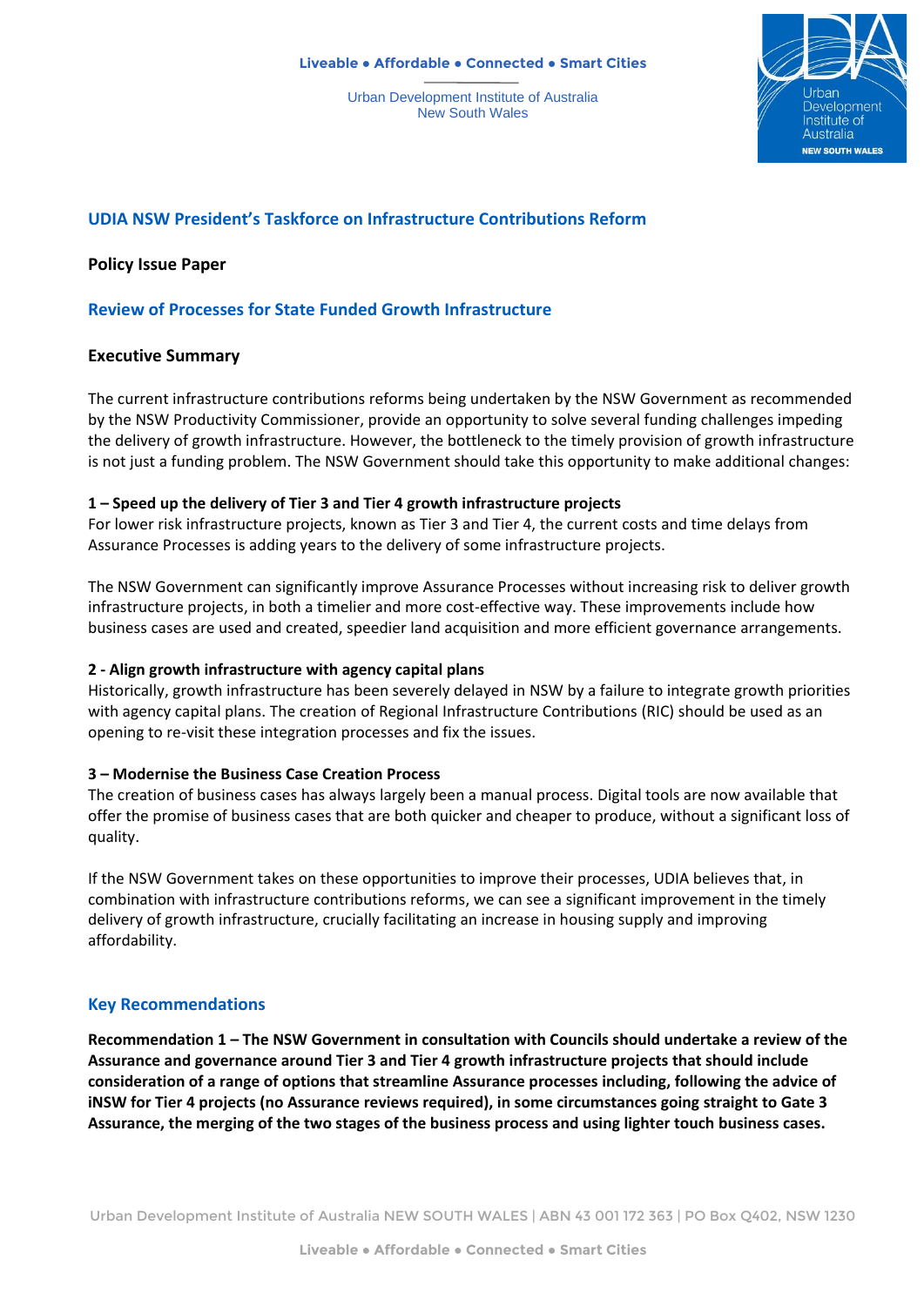## UDIA NSW President's Taskforce on Infrastructure Contributions Reform

**Policy Issue Paper**

## Review of Processes for State Funded Growth Infrastructure

### Executive Summary

The current infrastructure contributions reforms being undertaken by the NSW Government as recommended by the NSW Productivity Commissioner, provide an opportunity to solve several funding challenges impeding the delivery of growth infrastructure. However, the bottleneck to the timely provision of growth infrastructure is not just a funding problem. The NSW Government should take this opportunity to make additional changes:

**1 – Speed up the delivery of Tier 3 and Tier 4 growth infrastructure projects**
For lower risk infrastructure projects, known as Tier 3 and Tier 4, the current costs and time delays from Assurance Processes is adding years to the delivery of some infrastructure projects.

The NSW Government can significantly improve Assurance Processes without increasing risk to deliver growth infrastructure projects, in both a timelier and more cost-effective way. These improvements include how business cases are used and created, speedier land acquisition and more efficient governance arrangements.

**2 - Align growth infrastructure with agency capital plans**
Historically, growth infrastructure has been severely delayed in NSW by a failure to integrate growth priorities with agency capital plans. The creation of Regional Infrastructure Contributions (RIC) should be used as an opening to re-visit these integration processes and fix the issues.

**3 – Modernise the Business Case Creation Process**
The creation of business cases has always largely been a manual process. Digital tools are now available that offer the promise of business cases that are both quicker and cheaper to produce, without a significant loss of quality.

If the NSW Government takes on these opportunities to improve their processes, UDIA believes that, in combination with infrastructure contributions reforms, we can see a significant improvement in the timely delivery of growth infrastructure, crucially facilitating an increase in housing supply and improving affordability.

### Key Recommendations

**Recommendation 1 – The NSW Government in consultation with Councils should undertake a review of the Assurance and governance around Tier 3 and Tier 4 growth infrastructure projects that should include consideration of a range of options that streamline Assurance processes including, following the advice of iNSW for Tier 4 projects (no Assurance reviews required), in some circumstances going straight to Gate 3 Assurance, the merging of the two stages of the business process and using lighter touch business cases.**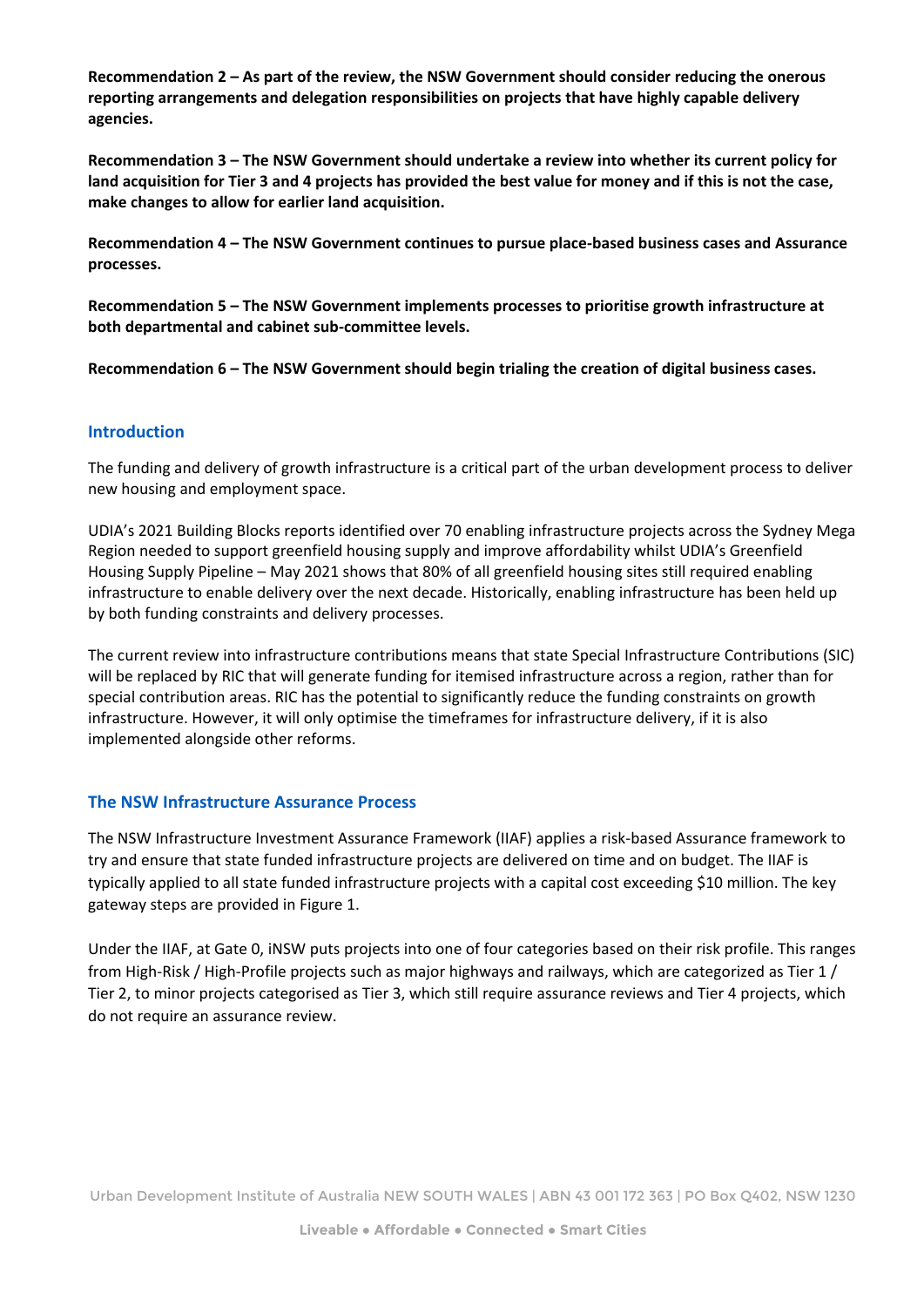**Recommendation 2 – As part of the review, the NSW Government should consider reducing the onerous reporting arrangements and delegation responsibilities on projects that have highly capable delivery agencies.**

**Recommendation 3 – The NSW Government should undertake a review into whether its current policy for land acquisition for Tier 3 and 4 projects has provided the best value for money and if this is not the case, make changes to allow for earlier land acquisition.**

**Recommendation 4 – The NSW Government continues to pursue place-based business cases and Assurance processes.**

**Recommendation 5 – The NSW Government implements processes to prioritise growth infrastructure at both departmental and cabinet sub-committee levels.**

**Recommendation 6 – The NSW Government should begin trialing the creation of digital business cases.**

## Introduction

The funding and delivery of growth infrastructure is a critical part of the urban development process to deliver new housing and employment space.

UDIA's 2021 Building Blocks reports identified over 70 enabling infrastructure projects across the Sydney Mega Region needed to support greenfield housing supply and improve affordability whilst UDIA's Greenfield Housing Supply Pipeline – May 2021 shows that 80% of all greenfield housing sites still required enabling infrastructure to enable delivery over the next decade. Historically, enabling infrastructure has been held up by both funding constraints and delivery processes.

The current review into infrastructure contributions means that state Special Infrastructure Contributions (SIC) will be replaced by RIC that will generate funding for itemised infrastructure across a region, rather than for special contribution areas. RIC has the potential to significantly reduce the funding constraints on growth infrastructure. However, it will only optimise the timeframes for infrastructure delivery, if it is also implemented alongside other reforms.

## The NSW Infrastructure Assurance Process

The NSW Infrastructure Investment Assurance Framework (IIAF) applies a risk-based Assurance framework to try and ensure that state funded infrastructure projects are delivered on time and on budget. The IIAF is typically applied to all state funded infrastructure projects with a capital cost exceeding $10 million. The key gateway steps are provided in Figure 1.

Under the IIAF, at Gate 0, iNSW puts projects into one of four categories based on their risk profile. This ranges from High-Risk / High-Profile projects such as major highways and railways, which are categorized as Tier 1 / Tier 2, to minor projects categorised as Tier 3, which still require assurance reviews and Tier 4 projects, which do not require an assurance review.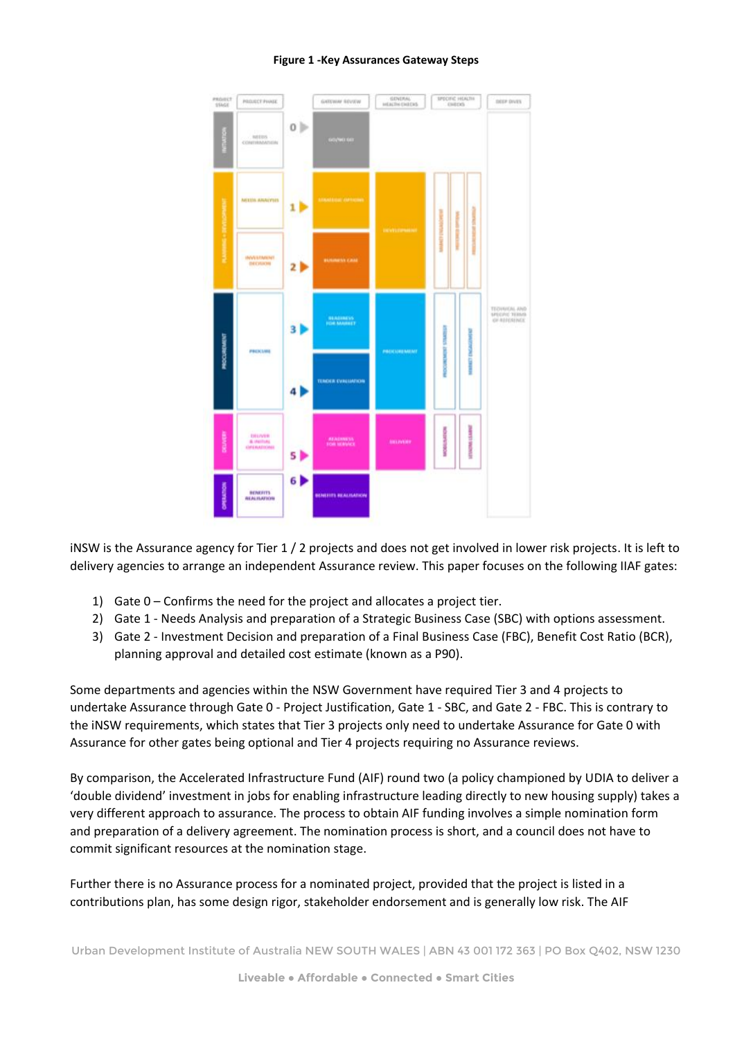**Figure 1 -Key Assurances Gateway Steps**

iNSW is the Assurance agency for Tier 1 / 2 projects and does not get involved in lower risk projects. It is left to delivery agencies to arrange an independent Assurance review. This paper focuses on the following IIAF gates:

1) Gate 0 – Confirms the need for the project and allocates a project tier.
2) Gate 1 - Needs Analysis and preparation of a Strategic Business Case (SBC) with options assessment.
3) Gate 2 - Investment Decision and preparation of a Final Business Case (FBC), Benefit Cost Ratio (BCR), planning approval and detailed cost estimate (known as a P90).

Some departments and agencies within the NSW Government have required Tier 3 and 4 projects to undertake Assurance through Gate 0 - Project Justification, Gate 1 - SBC, and Gate 2 - FBC. This is contrary to the iNSW requirements, which states that Tier 3 projects only need to undertake Assurance for Gate 0 with Assurance for other gates being optional and Tier 4 projects requiring no Assurance reviews.

By comparison, the Accelerated Infrastructure Fund (AIF) round two (a policy championed by UDIA to deliver a 'double dividend' investment in jobs for enabling infrastructure leading directly to new housing supply) takes a very different approach to assurance. The process to obtain AIF funding involves a simple nomination form and preparation of a delivery agreement. The nomination process is short, and a council does not have to commit significant resources at the nomination stage.

Further there is no Assurance process for a nominated project, provided that the project is listed in a contributions plan, has some design rigor, stakeholder endorsement and is generally low risk. The AIF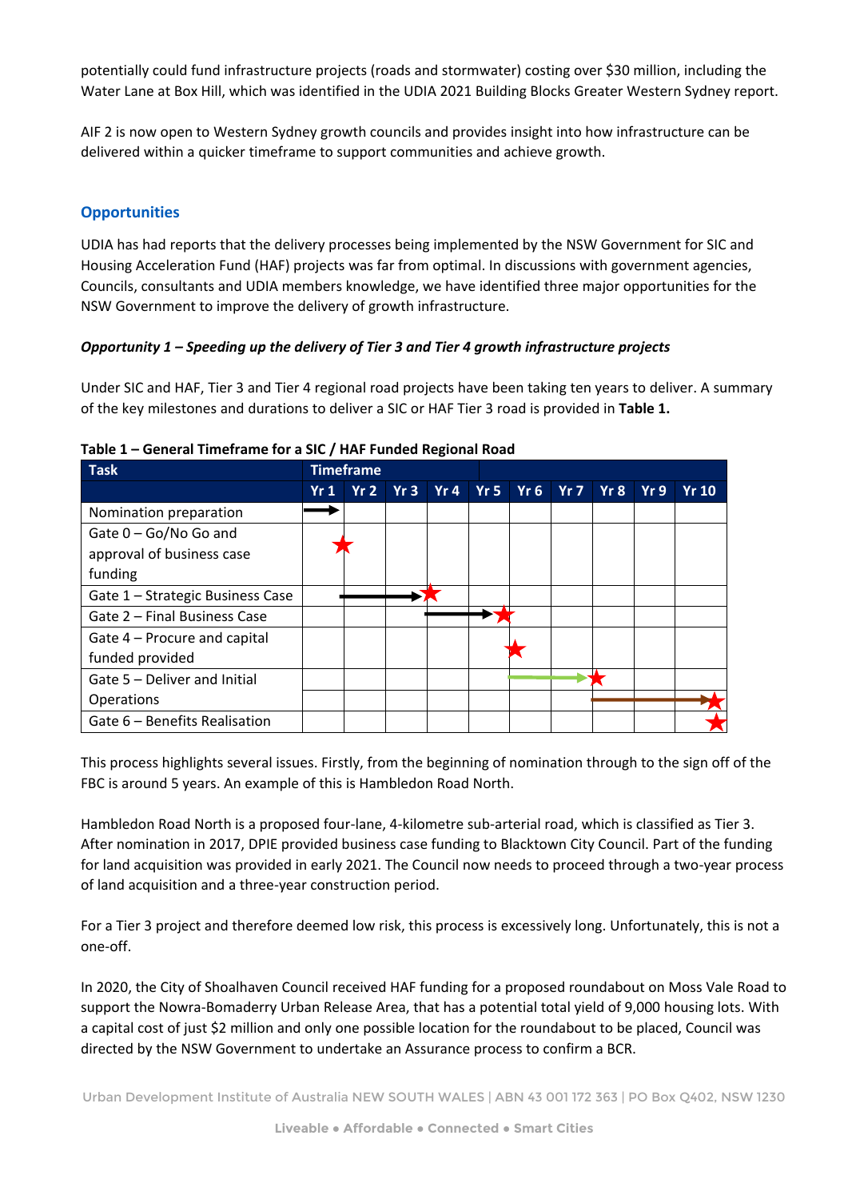potentially could fund infrastructure projects (roads and stormwater) costing over $30 million, including the Water Lane at Box Hill, which was identified in the UDIA 2021 Building Blocks Greater Western Sydney report.

AIF 2 is now open to Western Sydney growth councils and provides insight into how infrastructure can be delivered within a quicker timeframe to support communities and achieve growth.

## Opportunities

UDIA has had reports that the delivery processes being implemented by the NSW Government for SIC and Housing Acceleration Fund (HAF) projects was far from optimal. In discussions with government agencies, Councils, consultants and UDIA members knowledge, we have identified three major opportunities for the NSW Government to improve the delivery of growth infrastructure.

***Opportunity 1 – Speeding up the delivery of Tier 3 and Tier 4 growth infrastructure projects***

Under SIC and HAF, Tier 3 and Tier 4 regional road projects have been taking ten years to deliver. A summary of the key milestones and durations to deliver a SIC or HAF Tier 3 road is provided in **Table 1.**

**Table 1 – General Timeframe for a SIC / HAF Funded Regional Road**

| Task | Timeframe | | | | | | | | | |
|---|---|---|---|---|---|---|---|---|---|---|
| | Yr 1 | Yr 2 | Yr 3 | Yr 4 | Yr 5 | Yr 6 | Yr 7 | Yr 8 | Yr 9 | Yr 10 |
| Nomination preparation | → | | | | | | | | | |
| Gate 0 – Go/No Go and approval of business case funding | ★ | | | | | | | | | |
| Gate 1 – Strategic Business Case | | → | → | ★ | | | | | | |
| Gate 2 – Final Business Case | | | | → | → ★ | | | | | |
| Gate 4 – Procure and capital funded provided | | | | | | ★ | | | | |
| Gate 5 – Deliver and Initial Operations | | | | | | → | → | ★ | | |
| | | | | | | | | → | → | → ★ |
| Gate 6 – Benefits Realisation | | | | | | | | | | ★ |

This process highlights several issues. Firstly, from the beginning of nomination through to the sign off of the FBC is around 5 years. An example of this is Hambledon Road North.

Hambledon Road North is a proposed four-lane, 4-kilometre sub-arterial road, which is classified as Tier 3. After nomination in 2017, DPIE provided business case funding to Blacktown City Council. Part of the funding for land acquisition was provided in early 2021. The Council now needs to proceed through a two-year process of land acquisition and a three-year construction period.

For a Tier 3 project and therefore deemed low risk, this process is excessively long. Unfortunately, this is not a one-off.

In 2020, the City of Shoalhaven Council received HAF funding for a proposed roundabout on Moss Vale Road to support the Nowra-Bomaderry Urban Release Area, that has a potential total yield of 9,000 housing lots. With a capital cost of just $2 million and only one possible location for the roundabout to be placed, Council was directed by the NSW Government to undertake an Assurance process to confirm a BCR.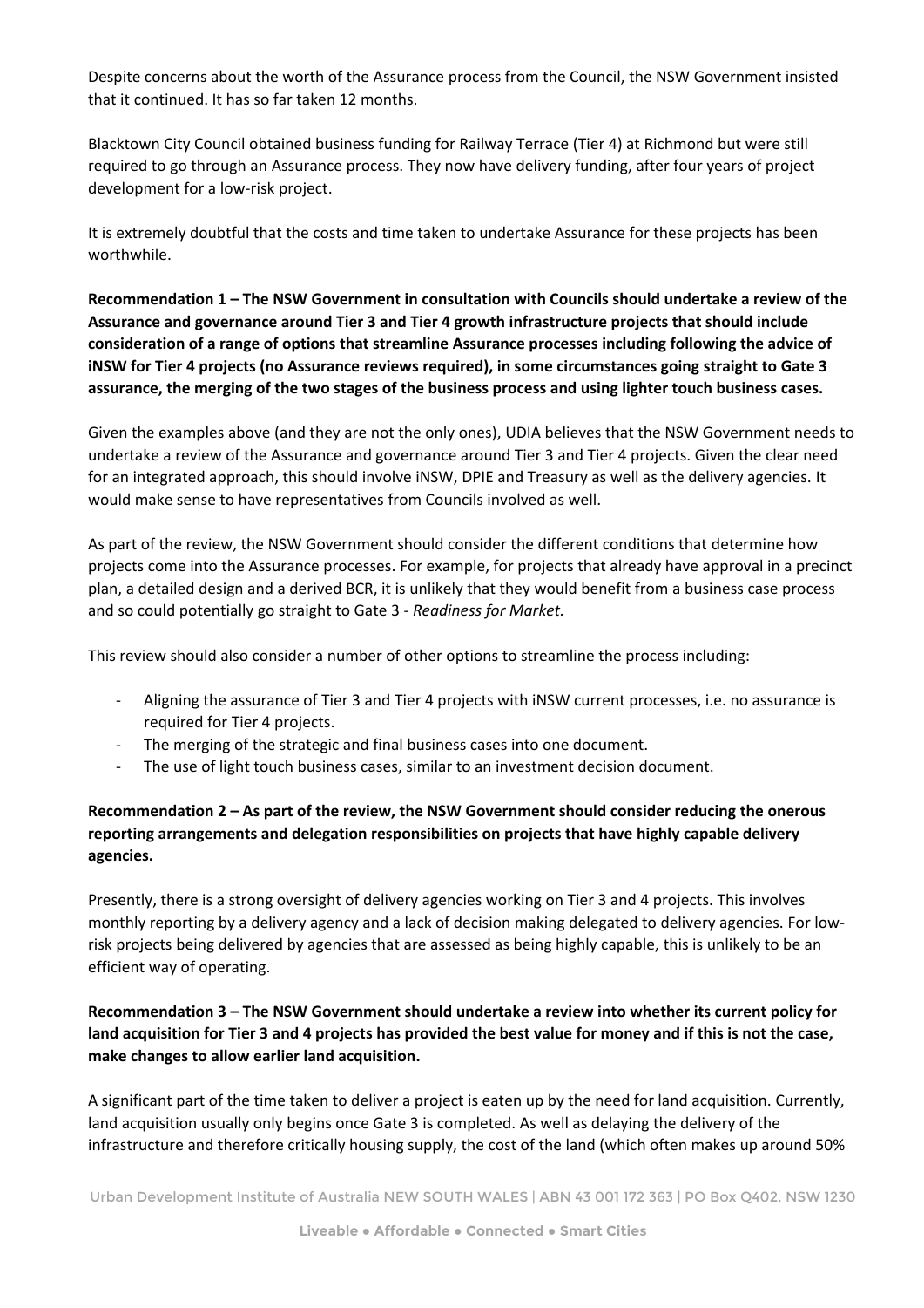Despite concerns about the worth of the Assurance process from the Council, the NSW Government insisted that it continued. It has so far taken 12 months.

Blacktown City Council obtained business funding for Railway Terrace (Tier 4) at Richmond but were still required to go through an Assurance process. They now have delivery funding, after four years of project development for a low-risk project.

It is extremely doubtful that the costs and time taken to undertake Assurance for these projects has been worthwhile.

**Recommendation 1 – The NSW Government in consultation with Councils should undertake a review of the Assurance and governance around Tier 3 and Tier 4 growth infrastructure projects that should include consideration of a range of options that streamline Assurance processes including following the advice of iNSW for Tier 4 projects (no Assurance reviews required), in some circumstances going straight to Gate 3 assurance, the merging of the two stages of the business process and using lighter touch business cases.**

Given the examples above (and they are not the only ones), UDIA believes that the NSW Government needs to undertake a review of the Assurance and governance around Tier 3 and Tier 4 projects. Given the clear need for an integrated approach, this should involve iNSW, DPIE and Treasury as well as the delivery agencies. It would make sense to have representatives from Councils involved as well.

As part of the review, the NSW Government should consider the different conditions that determine how projects come into the Assurance processes. For example, for projects that already have approval in a precinct plan, a detailed design and a derived BCR, it is unlikely that they would benefit from a business case process and so could potentially go straight to Gate 3 - *Readiness for Market.*

This review should also consider a number of other options to streamline the process including:

- Aligning the assurance of Tier 3 and Tier 4 projects with iNSW current processes, i.e. no assurance is required for Tier 4 projects.
- The merging of the strategic and final business cases into one document.
- The use of light touch business cases, similar to an investment decision document.

**Recommendation 2 – As part of the review, the NSW Government should consider reducing the onerous reporting arrangements and delegation responsibilities on projects that have highly capable delivery agencies.**

Presently, there is a strong oversight of delivery agencies working on Tier 3 and 4 projects. This involves monthly reporting by a delivery agency and a lack of decision making delegated to delivery agencies. For low-risk projects being delivered by agencies that are assessed as being highly capable, this is unlikely to be an efficient way of operating.

**Recommendation 3 – The NSW Government should undertake a review into whether its current policy for land acquisition for Tier 3 and 4 projects has provided the best value for money and if this is not the case, make changes to allow earlier land acquisition.**

A significant part of the time taken to deliver a project is eaten up by the need for land acquisition. Currently, land acquisition usually only begins once Gate 3 is completed. As well as delaying the delivery of the infrastructure and therefore critically housing supply, the cost of the land (which often makes up around 50%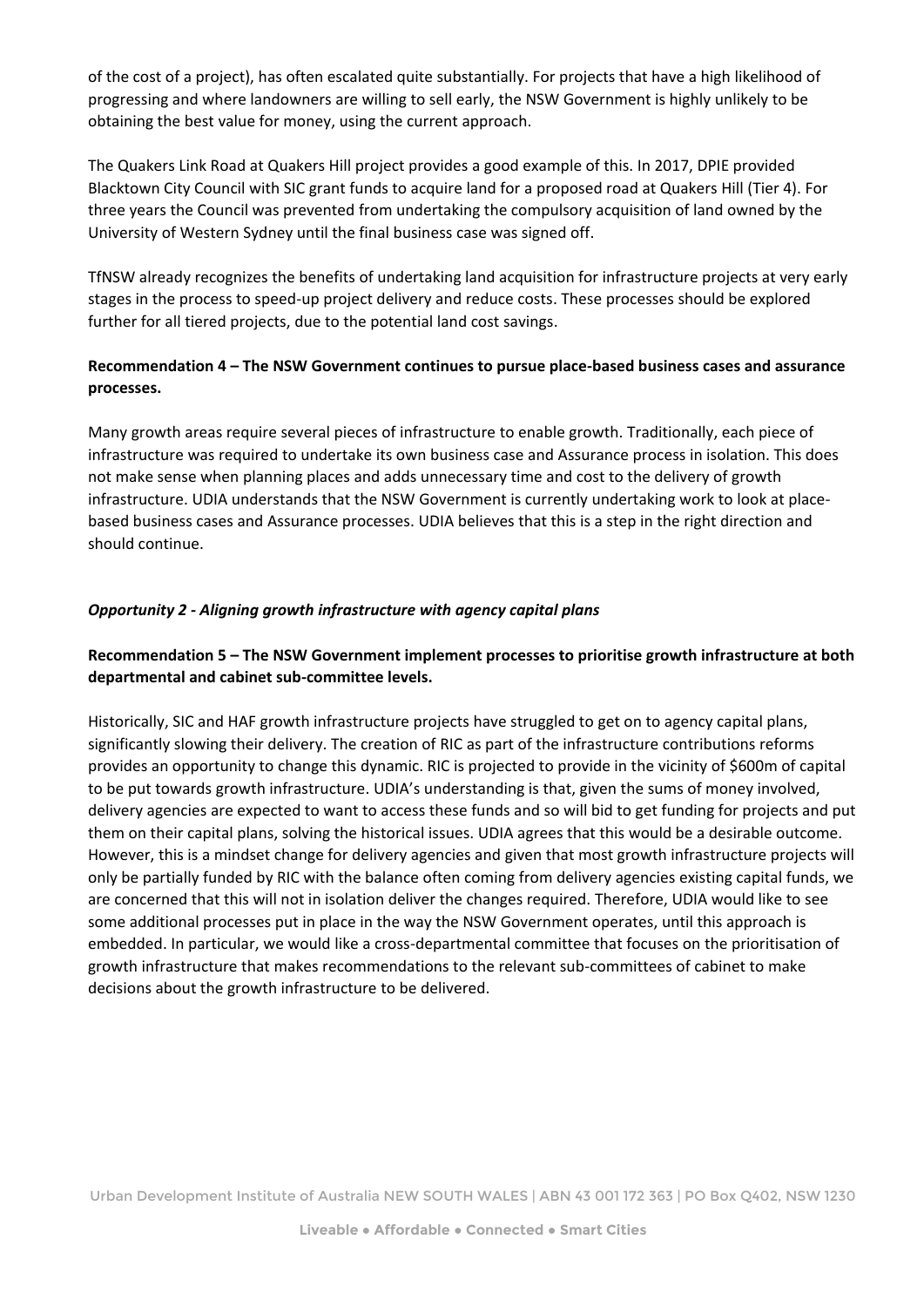of the cost of a project), has often escalated quite substantially. For projects that have a high likelihood of progressing and where landowners are willing to sell early, the NSW Government is highly unlikely to be obtaining the best value for money, using the current approach.

The Quakers Link Road at Quakers Hill project provides a good example of this. In 2017, DPIE provided Blacktown City Council with SIC grant funds to acquire land for a proposed road at Quakers Hill (Tier 4). For three years the Council was prevented from undertaking the compulsory acquisition of land owned by the University of Western Sydney until the final business case was signed off.

TfNSW already recognizes the benefits of undertaking land acquisition for infrastructure projects at very early stages in the process to speed-up project delivery and reduce costs. These processes should be explored further for all tiered projects, due to the potential land cost savings.

**Recommendation 4 – The NSW Government continues to pursue place-based business cases and assurance processes.**

Many growth areas require several pieces of infrastructure to enable growth. Traditionally, each piece of infrastructure was required to undertake its own business case and Assurance process in isolation. This does not make sense when planning places and adds unnecessary time and cost to the delivery of growth infrastructure. UDIA understands that the NSW Government is currently undertaking work to look at place-based business cases and Assurance processes. UDIA believes that this is a step in the right direction and should continue.

***Opportunity 2 - Aligning growth infrastructure with agency capital plans***

**Recommendation 5 – The NSW Government implement processes to prioritise growth infrastructure at both departmental and cabinet sub-committee levels.**

Historically, SIC and HAF growth infrastructure projects have struggled to get on to agency capital plans, significantly slowing their delivery. The creation of RIC as part of the infrastructure contributions reforms provides an opportunity to change this dynamic. RIC is projected to provide in the vicinity of $600m of capital to be put towards growth infrastructure. UDIA's understanding is that, given the sums of money involved, delivery agencies are expected to want to access these funds and so will bid to get funding for projects and put them on their capital plans, solving the historical issues. UDIA agrees that this would be a desirable outcome. However, this is a mindset change for delivery agencies and given that most growth infrastructure projects will only be partially funded by RIC with the balance often coming from delivery agencies existing capital funds, we are concerned that this will not in isolation deliver the changes required. Therefore, UDIA would like to see some additional processes put in place in the way the NSW Government operates, until this approach is embedded. In particular, we would like a cross-departmental committee that focuses on the prioritisation of growth infrastructure that makes recommendations to the relevant sub-committees of cabinet to make decisions about the growth infrastructure to be delivered.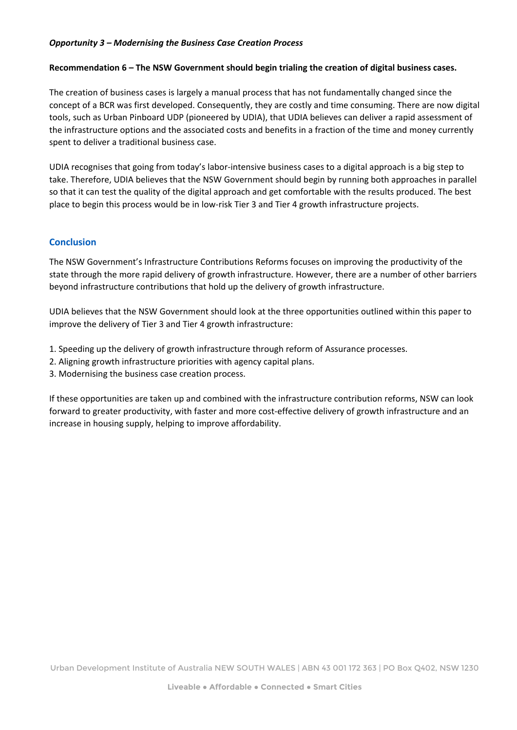***Opportunity 3 – Modernising the Business Case Creation Process***

**Recommendation 6 – The NSW Government should begin trialing the creation of digital business cases.**

The creation of business cases is largely a manual process that has not fundamentally changed since the concept of a BCR was first developed. Consequently, they are costly and time consuming. There are now digital tools, such as Urban Pinboard UDP (pioneered by UDIA), that UDIA believes can deliver a rapid assessment of the infrastructure options and the associated costs and benefits in a fraction of the time and money currently spent to deliver a traditional business case.

UDIA recognises that going from today's labor-intensive business cases to a digital approach is a big step to take. Therefore, UDIA believes that the NSW Government should begin by running both approaches in parallel so that it can test the quality of the digital approach and get comfortable with the results produced. The best place to begin this process would be in low-risk Tier 3 and Tier 4 growth infrastructure projects.

## Conclusion

The NSW Government's Infrastructure Contributions Reforms focuses on improving the productivity of the state through the more rapid delivery of growth infrastructure. However, there are a number of other barriers beyond infrastructure contributions that hold up the delivery of growth infrastructure.

UDIA believes that the NSW Government should look at the three opportunities outlined within this paper to improve the delivery of Tier 3 and Tier 4 growth infrastructure:

1. Speeding up the delivery of growth infrastructure through reform of Assurance processes.
2. Aligning growth infrastructure priorities with agency capital plans.
3. Modernising the business case creation process.

If these opportunities are taken up and combined with the infrastructure contribution reforms, NSW can look forward to greater productivity, with faster and more cost-effective delivery of growth infrastructure and an increase in housing supply, helping to improve affordability.